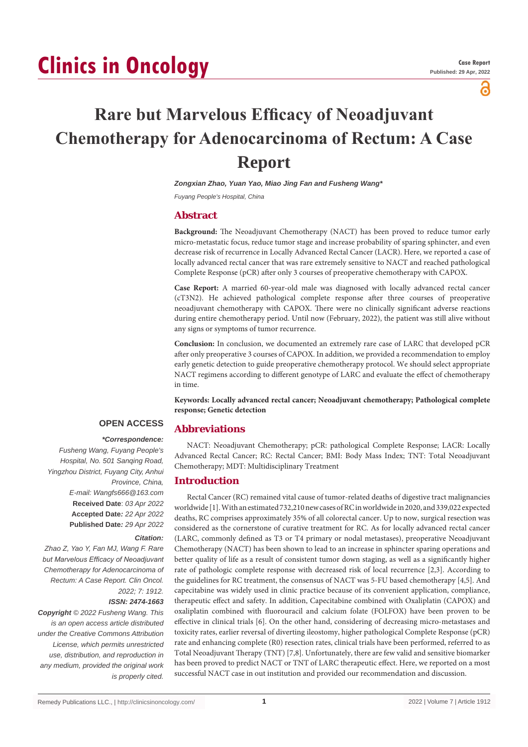Case Report

Published: 29 Apr, 2022

# Rare but Marvelous Efficacy of Neoadjuvant Chemotherapy for Adenocarcinoma of Rectum: A Case Report

***Zongxian Zhao, Yuan Yao, Miao Jing Fan and Fusheng Wang****

*Fuyang People's Hospital, China*

## Abstract

**Background:** The Neoadjuvant Chemotherapy (NACT) has been proved to reduce tumor early micro-metastatic focus, reduce tumor stage and increase probability of sparing sphincter, and even decrease risk of recurrence in Locally Advanced Rectal Cancer (LACR). Here, we reported a case of locally advanced rectal cancer that was rare extremely sensitive to NACT and reached pathological Complete Response (pCR) after only 3 courses of preoperative chemotherapy with CAPOX.

**Case Report:** A married 60-year-old male was diagnosed with locally advanced rectal cancer (cT3N2). He achieved pathological complete response after three courses of preoperative neoadjuvant chemotherapy with CAPOX. There were no clinically significant adverse reactions during entire chemotherapy period. Until now (February, 2022), the patient was still alive without any signs or symptoms of tumor recurrence.

**Conclusion:** In conclusion, we documented an extremely rare case of LARC that developed pCR after only preoperative 3 courses of CAPOX. In addition, we provided a recommendation to employ early genetic detection to guide preoperative chemotherapy protocol. We should select appropriate NACT regimens according to different genotype of LARC and evaluate the effect of chemotherapy in time.

**Keywords: Locally advanced rectal cancer; Neoadjuvant chemotherapy; Pathological complete response; Genetic detection**

**OPEN ACCESS**

***\*Correspondence:***

*Fusheng Wang, Fuyang People's Hospital, No. 501 Sanqing Road, Yingzhou District, Fuyang City, Anhui Province, China,*

*E-mail: Wangfs666@163.com*

**Received Date**: *03 Apr 2022*

**Accepted Date***: 22 Apr 2022*

**Published Date***: 29 Apr 2022*

***Citation:***

*Zhao Z, Yao Y, Fan MJ, Wang F. Rare but Marvelous Efficacy of Neoadjuvant Chemotherapy for Adenocarcinoma of Rectum: A Case Report. Clin Oncol. 2022; 7: 1912.*

***ISSN: 2474-1663***

***Copyright** © 2022 Fusheng Wang. This is an open access article distributed under the Creative Commons Attribution License, which permits unrestricted use, distribution, and reproduction in any medium, provided the original work is properly cited.*

## Abbreviations

NACT: Neoadjuvant Chemotherapy; pCR: pathological Complete Response; LACR: Locally Advanced Rectal Cancer; RC: Rectal Cancer; BMI: Body Mass Index; TNT: Total Neoadjuvant Chemotherapy; MDT: Multidisciplinary Treatment

## Introduction

Rectal Cancer (RC) remained vital cause of tumor-related deaths of digestive tract malignancies worldwide [1]. With an estimated 732,210 new cases of RC in worldwide in 2020, and 339,022 expected deaths, RC comprises approximately 35% of all colorectal cancer. Up to now, surgical resection was considered as the cornerstone of curative treatment for RC. As for locally advanced rectal cancer (LARC, commonly defined as T3 or T4 primary or nodal metastases), preoperative Neoadjuvant Chemotherapy (NACT) has been shown to lead to an increase in sphincter sparing operations and better quality of life as a result of consistent tumor down staging, as well as a significantly higher rate of pathologic complete response with decreased risk of local recurrence [2,3]. According to the guidelines for RC treatment, the consensus of NACT was 5-FU based chemotherapy [4,5]. And capecitabine was widely used in clinic practice because of its convenient application, compliance, therapeutic effect and safety. In addition, Capecitabine combined with Oxaliplatin (CAPOX) and oxaliplatin combined with fluorouracil and calcium folate (FOLFOX) have been proven to be effective in clinical trials [6]. On the other hand, considering of decreasing micro-metastases and toxicity rates, earlier reversal of diverting ileostomy, higher pathological Complete Response (pCR) rate and enhancing complete (R0) resection rates, clinical trials have been performed, referred to as Total Neoadjuvant Therapy (TNT) [7,8]. Unfortunately, there are few valid and sensitive biomarker has been proved to predict NACT or TNT of LARC therapeutic effect. Here, we reported on a most successful NACT case in out institution and provided our recommendation and discussion.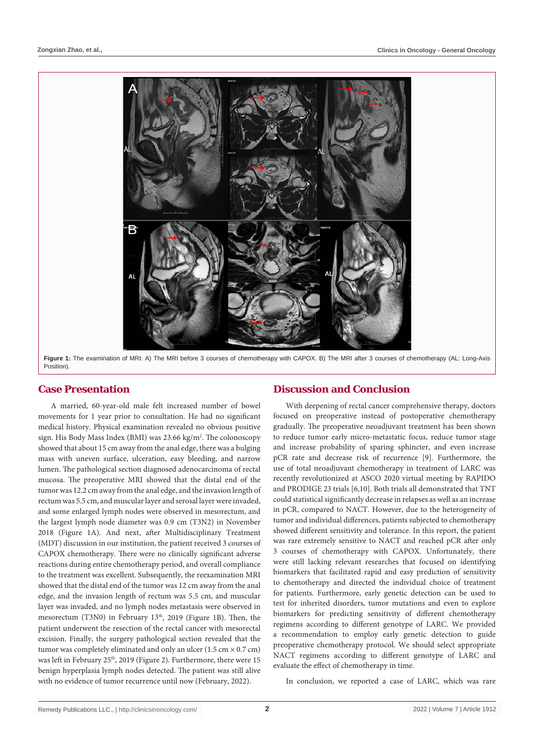Figure 1: The examination of MRI. A) The MRI before 3 courses of chemotherapy with CAPOX. B) The MRI after 3 courses of chemotherapy (AL: Long-Axis Position).

## Case Presentation

A married, 60-year-old male felt increased number of bowel movements for 1 year prior to consultation. He had no significant medical history. Physical examination revealed no obvious positive sign. His Body Mass Index (BMI) was 23.66 kg/m$^2$. The colonoscopy showed that about 15 cm away from the anal edge, there was a bulging mass with uneven surface, ulceration, easy bleeding, and narrow lumen. The pathological section diagnosed adenocarcinoma of rectal mucosa. The preoperative MRI showed that the distal end of the tumor was 12.2 cm away from the anal edge, and the invasion length of rectum was 5.5 cm, and muscular layer and serosal layer were invaded, and some enlarged lymph nodes were observed in mesorectum, and the largest lymph node diameter was 0.9 cm (T3N2) in November 2018 (Figure 1A). And next, after Multidisciplinary Treatment (MDT) discussion in our institution, the patient received 3 courses of CAPOX chemotherapy. There were no clinically significant adverse reactions during entire chemotherapy period, and overall compliance to the treatment was excellent. Subsequently, the reexamination MRI showed that the distal end of the tumor was 12 cm away from the anal edge, and the invasion length of rectum was 5.5 cm, and muscular layer was invaded, and no lymph nodes metastasis were observed in mesorectum (T3N0) in February 13th, 2019 (Figure 1B). Then, the patient underwent the resection of the rectal cancer with mesorectal excision. Finally, the surgery pathological section revealed that the tumor was completely eliminated and only an ulcer (1.5 cm × 0.7 cm) was left in February 25th, 2019 (Figure 2). Furthermore, there were 15 benign hyperplasia lymph nodes detected. The patient was still alive with no evidence of tumor recurrence until now (February, 2022).

## Discussion and Conclusion

With deepening of rectal cancer comprehensive therapy, doctors focused on preoperative instead of postoperative chemotherapy gradually. The preoperative neoadjuvant treatment has been shown to reduce tumor early micro-metastatic focus, reduce tumor stage and increase probability of sparing sphincter, and even increase pCR rate and decrease risk of recurrence [9]. Furthermore, the use of total neoadjuvant chemotherapy in treatment of LARC was recently revolutionized at ASCO 2020 virtual meeting by RAPIDO and PRODIGE 23 trials [6,10]. Both trials all demonstrated that TNT could statistical significantly decrease in relapses as well as an increase in pCR, compared to NACT. However, due to the heterogeneity of tumor and individual differences, patients subjected to chemotherapy showed different sensitivity and tolerance. In this report, the patient was rare extremely sensitive to NACT and reached pCR after only 3 courses of chemotherapy with CAPOX. Unfortunately, there were still lacking relevant researches that focused on identifying biomarkers that facilitated rapid and easy prediction of sensitivity to chemotherapy and directed the individual choice of treatment for patients. Furthermore, early genetic detection can be used to test for inherited disorders, tumor mutations and even to explore biomarkers for predicting sensitivity of different chemotherapy regimens according to different genotype of LARC. We provided a recommendation to employ early genetic detection to guide preoperative chemotherapy protocol. We should select appropriate NACT regimens according to different genotype of LARC and evaluate the effect of chemotherapy in time.

In conclusion, we reported a case of LARC, which was rare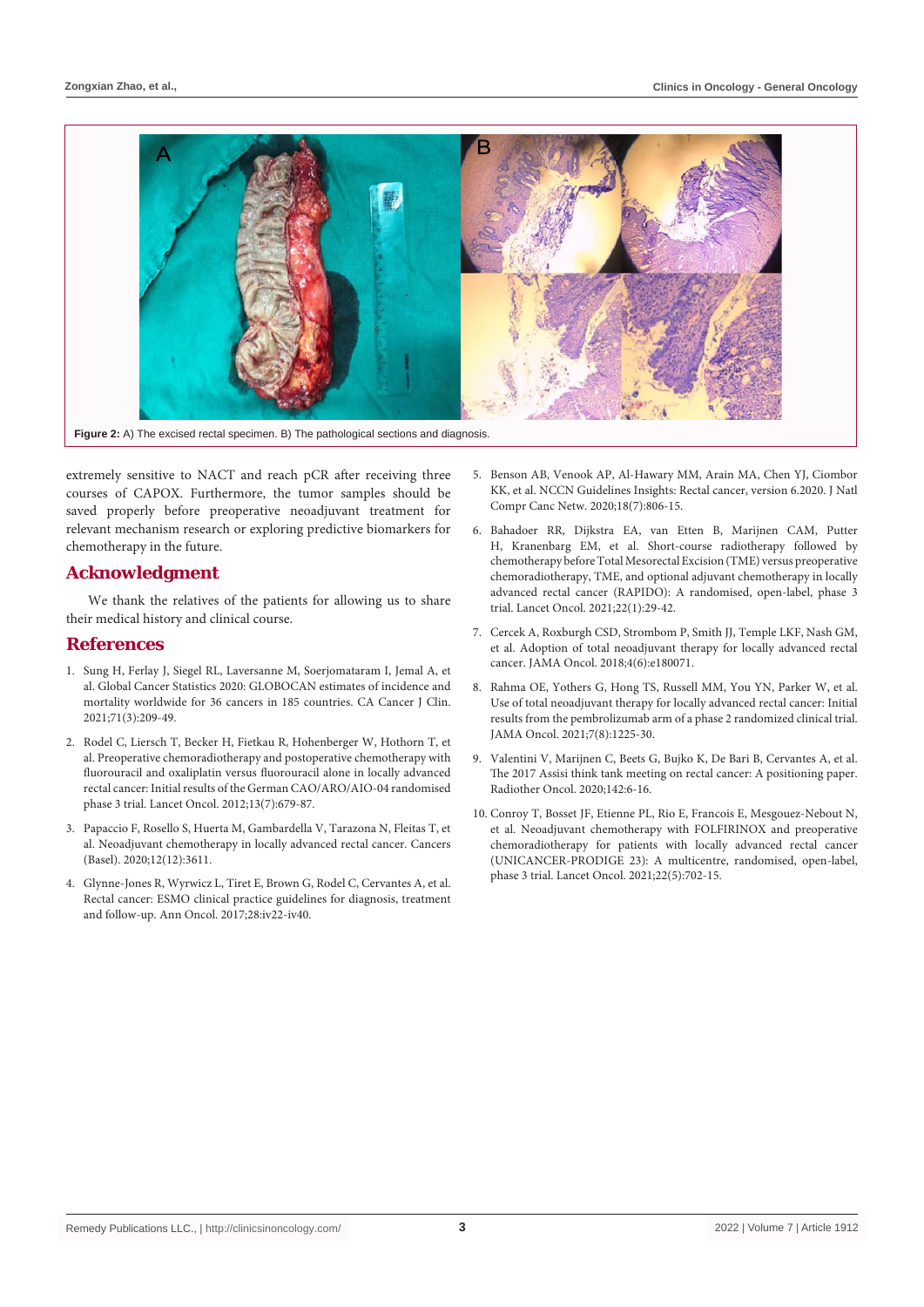Figure 2: A) The excised rectal specimen. B) The pathological sections and diagnosis.

extremely sensitive to NACT and reach pCR after receiving three courses of CAPOX. Furthermore, the tumor samples should be saved properly before preoperative neoadjuvant treatment for relevant mechanism research or exploring predictive biomarkers for chemotherapy in the future.

## Acknowledgment

We thank the relatives of the patients for allowing us to share their medical history and clinical course.

## References

1. Sung H, Ferlay J, Siegel RL, Laversanne M, Soerjomataram I, Jemal A, et al. Global Cancer Statistics 2020: GLOBOCAN estimates of incidence and mortality worldwide for 36 cancers in 185 countries. CA Cancer J Clin. 2021;71(3):209-49.
2. Rodel C, Liersch T, Becker H, Fietkau R, Hohenberger W, Hothorn T, et al. Preoperative chemoradiotherapy and postoperative chemotherapy with fluorouracil and oxaliplatin versus fluorouracil alone in locally advanced rectal cancer: Initial results of the German CAO/ARO/AIO-04 randomised phase 3 trial. Lancet Oncol. 2012;13(7):679-87.
3. Papaccio F, Rosello S, Huerta M, Gambardella V, Tarazona N, Fleitas T, et al. Neoadjuvant chemotherapy in locally advanced rectal cancer. Cancers (Basel). 2020;12(12):3611.
4. Glynne-Jones R, Wyrwicz L, Tiret E, Brown G, Rodel C, Cervantes A, et al. Rectal cancer: ESMO clinical practice guidelines for diagnosis, treatment and follow-up. Ann Oncol. 2017;28:iv22-iv40.
5. Benson AB, Venook AP, Al-Hawary MM, Arain MA, Chen YJ, Ciombor KK, et al. NCCN Guidelines Insights: Rectal cancer, version 6.2020. J Natl Compr Canc Netw. 2020;18(7):806-15.
6. Bahadoer RR, Dijkstra EA, van Etten B, Marijnen CAM, Putter H, Kranenbarg EM, et al. Short-course radiotherapy followed by chemotherapy before Total Mesorectal Excision (TME) versus preoperative chemoradiotherapy, TME, and optional adjuvant chemotherapy in locally advanced rectal cancer (RAPIDO): A randomised, open-label, phase 3 trial. Lancet Oncol. 2021;22(1):29-42.
7. Cercek A, Roxburgh CSD, Strombom P, Smith JJ, Temple LKF, Nash GM, et al. Adoption of total neoadjuvant therapy for locally advanced rectal cancer. JAMA Oncol. 2018;4(6):e180071.
8. Rahma OE, Yothers G, Hong TS, Russell MM, You YN, Parker W, et al. Use of total neoadjuvant therapy for locally advanced rectal cancer: Initial results from the pembrolizumab arm of a phase 2 randomized clinical trial. JAMA Oncol. 2021;7(8):1225-30.
9. Valentini V, Marijnen C, Beets G, Bujko K, De Bari B, Cervantes A, et al. The 2017 Assisi think tank meeting on rectal cancer: A positioning paper. Radiother Oncol. 2020;142:6-16.
10. Conroy T, Bosset JF, Etienne PL, Rio E, Francois E, Mesgouez-Nebout N, et al. Neoadjuvant chemotherapy with FOLFIRINOX and preoperative chemoradiotherapy for patients with locally advanced rectal cancer (UNICANCER-PRODIGE 23): A multicentre, randomised, open-label, phase 3 trial. Lancet Oncol. 2021;22(5):702-15.